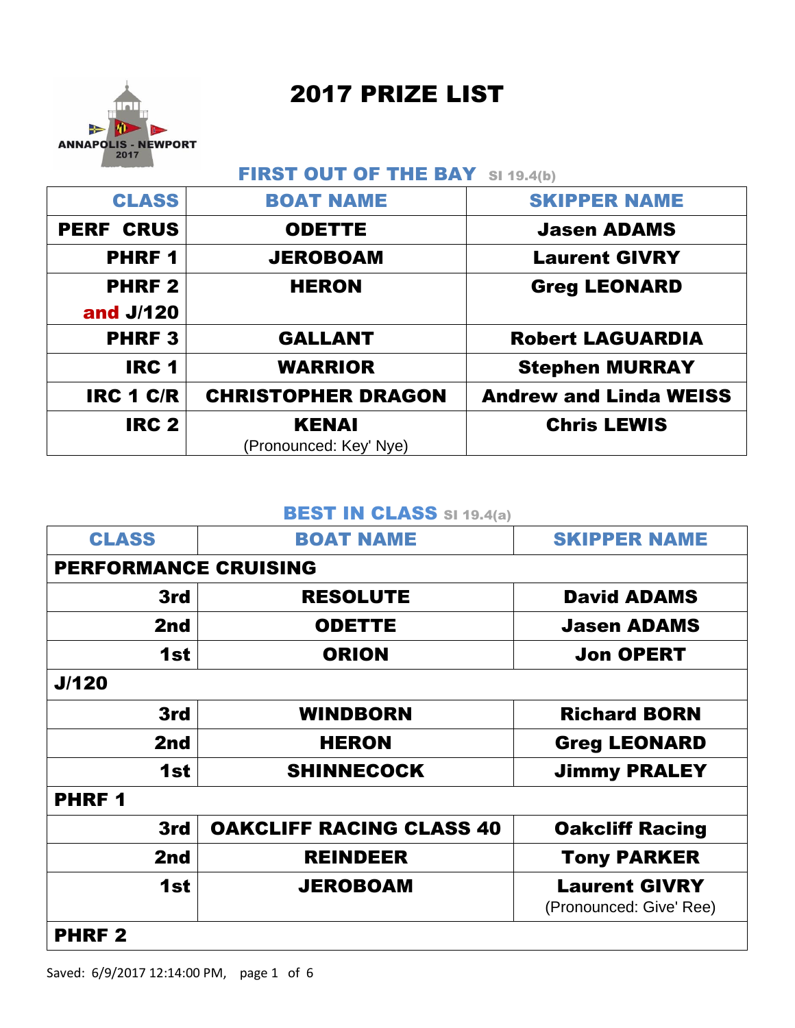# 2017 PRIZE LIST

ANNAPOLIS - NEWPORT 2017

## FIRST OUT OF THE BAY SI 19.4(b)

| CLASS | BOAT NAME | SKIPPER NAME |
|---|---|---|
| PERF CRUS | ODETTE | Jasen ADAMS |
| PHRF 1 | JEROBOAM | Laurent GIVRY |
| PHRF 2 and J/120 | HERON | Greg LEONARD |
| PHRF 3 | GALLANT | Robert LAGUARDIA |
| IRC 1 | WARRIOR | Stephen MURRAY |
| IRC 1 C/R | CHRISTOPHER DRAGON | Andrew and Linda WEISS |
| IRC 2 | KENAI (Pronounced: Key' Nye) | Chris LEWIS |

## BEST IN CLASS SI 19.4(a)

| CLASS | BOAT NAME | SKIPPER NAME |
|---|---|---|
| **PERFORMANCE CRUISING** | | |
| 3rd | RESOLUTE | David ADAMS |
| 2nd | ODETTE | Jasen ADAMS |
| 1st | ORION | Jon OPERT |
| **J/120** | | |
| 3rd | WINDBORN | Richard BORN |
| 2nd | HERON | Greg LEONARD |
| 1st | SHINNECOCK | Jimmy PRALEY |
| **PHRF 1** | | |
| 3rd | OAKCLIFF RACING CLASS 40 | Oakcliff Racing |
| 2nd | REINDEER | Tony PARKER |
| 1st | JEROBOAM | Laurent GIVRY (Pronounced: Give' Ree) |
| **PHRF 2** | | |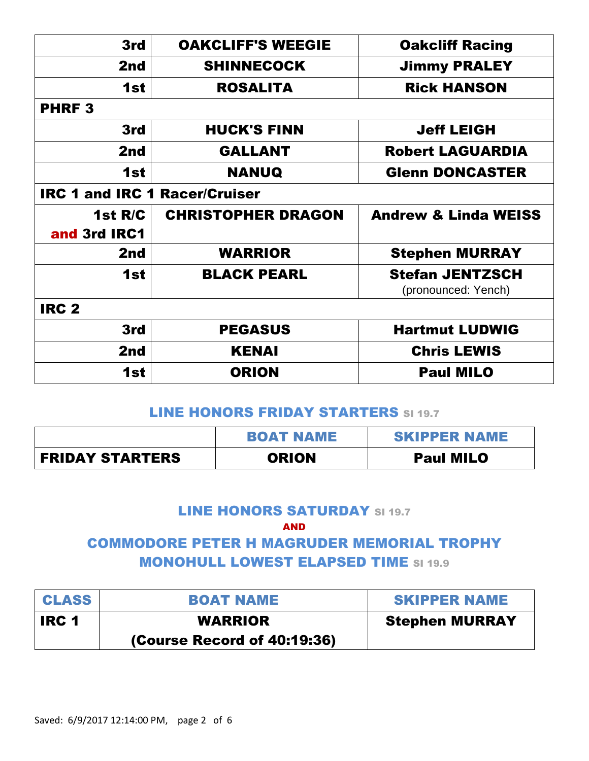| | | |
|---|---|---|
| 3rd | OAKCLIFF'S WEEGIE | Oakcliff Racing |
| 2nd | SHINNECOCK | Jimmy PRALEY |
| 1st | ROSALITA | Rick HANSON |
| **PHRF 3** | | |
| 3rd | HUCK'S FINN | Jeff LEIGH |
| 2nd | GALLANT | Robert LAGUARDIA |
| 1st | NANUQ | Glenn DONCASTER |
| **IRC 1 and IRC 1 Racer/Cruiser** | | |
| 1st R/C and 3rd IRC1 | CHRISTOPHER DRAGON | Andrew & Linda WEISS |
| 2nd | WARRIOR | Stephen MURRAY |
| 1st | BLACK PEARL | Stefan JENTZSCH (pronounced: Yench) |
| **IRC 2** | | |
| 3rd | PEGASUS | Hartmut LUDWIG |
| 2nd | KENAI | Chris LEWIS |
| 1st | ORION | Paul MILO |

## LINE HONORS FRIDAY STARTERS SI 19.7

| | BOAT NAME | SKIPPER NAME |
|---|---|---|
| FRIDAY STARTERS | ORION | Paul MILO |

## LINE HONORS SATURDAY SI 19.7

**AND**

## COMMODORE PETER H MAGRUDER MEMORIAL TROPHY MONOHULL LOWEST ELAPSED TIME SI 19.9

| CLASS | BOAT NAME | SKIPPER NAME |
|---|---|---|
| IRC 1 | WARRIOR (Course Record of 40:19:36) | Stephen MURRAY |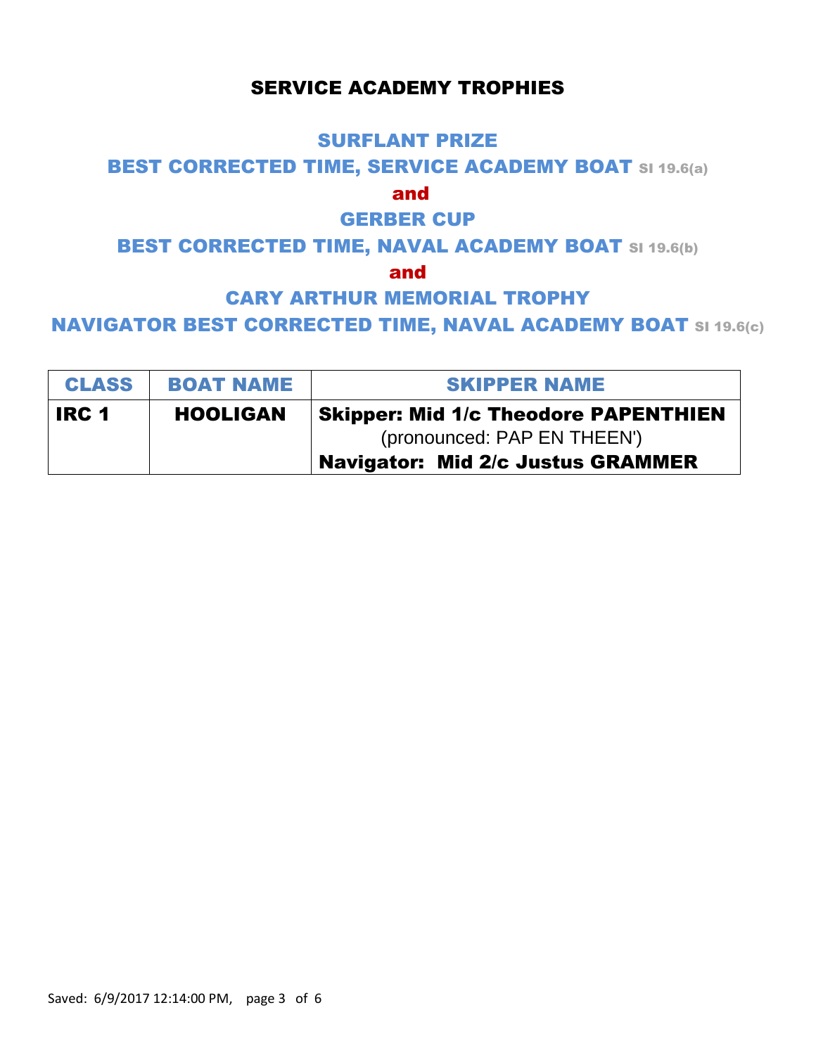# SERVICE ACADEMY TROPHIES

## SURFLANT PRIZE

## BEST CORRECTED TIME, SERVICE ACADEMY BOAT SI 19.6(a)

**and**

## GERBER CUP

## BEST CORRECTED TIME, NAVAL ACADEMY BOAT SI 19.6(b)

**and**

## CARY ARTHUR MEMORIAL TROPHY

## NAVIGATOR BEST CORRECTED TIME, NAVAL ACADEMY BOAT SI 19.6(c)

| CLASS | BOAT NAME | SKIPPER NAME |
|---|---|---|
| **IRC 1** | **HOOLIGAN** | **Skipper: Mid 1/c Theodore PAPENTHIEN** (pronounced: PAP EN THEEN') **Navigator: Mid 2/c Justus GRAMMER** |

Saved: 6/9/2017 12:14:00 PM,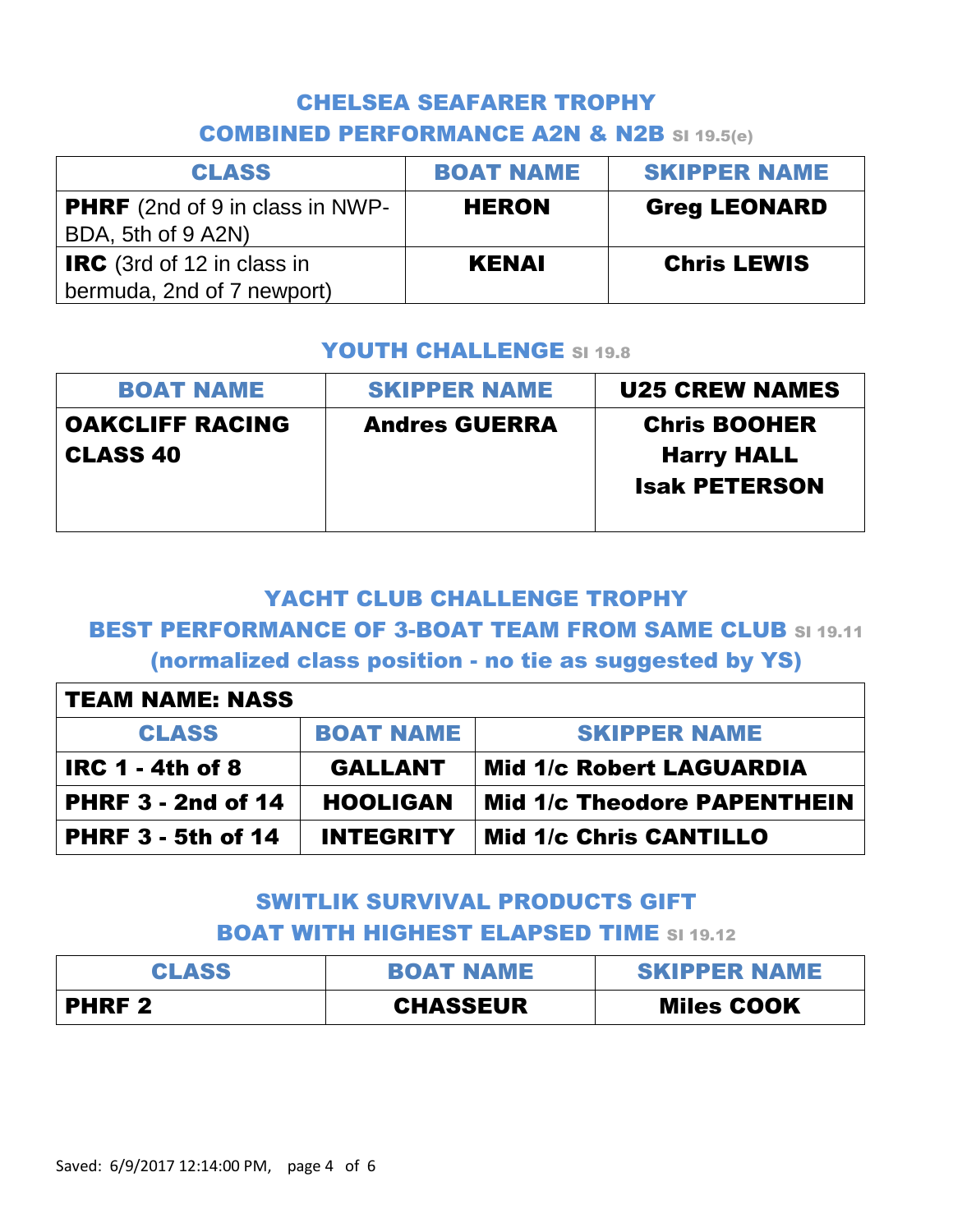## CHELSEA SEAFARER TROPHY

### COMBINED PERFORMANCE A2N & N2B SI 19.5(e)

| CLASS | BOAT NAME | SKIPPER NAME |
|---|---|---|
| **PHRF** (2nd of 9 in class in NWP-BDA, 5th of 9 A2N) | **HERON** | **Greg LEONARD** |
| **IRC** (3rd of 12 in class in bermuda, 2nd of 7 newport) | **KENAI** | **Chris LEWIS** |

## YOUTH CHALLENGE SI 19.8

| BOAT NAME | SKIPPER NAME | U25 CREW NAMES |
|---|---|---|
| **OAKCLIFF RACING CLASS 40** | **Andres GUERRA** | **Chris BOOHER**<br>**Harry HALL**<br>**Isak PETERSON** |

## YACHT CLUB CHALLENGE TROPHY

### BEST PERFORMANCE OF 3-BOAT TEAM FROM SAME CLUB SI 19.11

### (normalized class position - no tie as suggested by YS)

| TEAM NAME: NASS | | |
|---|---|---|
| **CLASS** | **BOAT NAME** | **SKIPPER NAME** |
| **IRC 1 - 4th of 8** | **GALLANT** | **Mid 1/c Robert LAGUARDIA** |
| **PHRF 3 - 2nd of 14** | **HOOLIGAN** | **Mid 1/c Theodore PAPENTHEIN** |
| **PHRF 3 - 5th of 14** | **INTEGRITY** | **Mid 1/c Chris CANTILLO** |

## SWITLIK SURVIVAL PRODUCTS GIFT

### BOAT WITH HIGHEST ELAPSED TIME SI 19.12

| CLASS | BOAT NAME | SKIPPER NAME |
|---|---|---|
| **PHRF 2** | **CHASSEUR** | **Miles COOK** |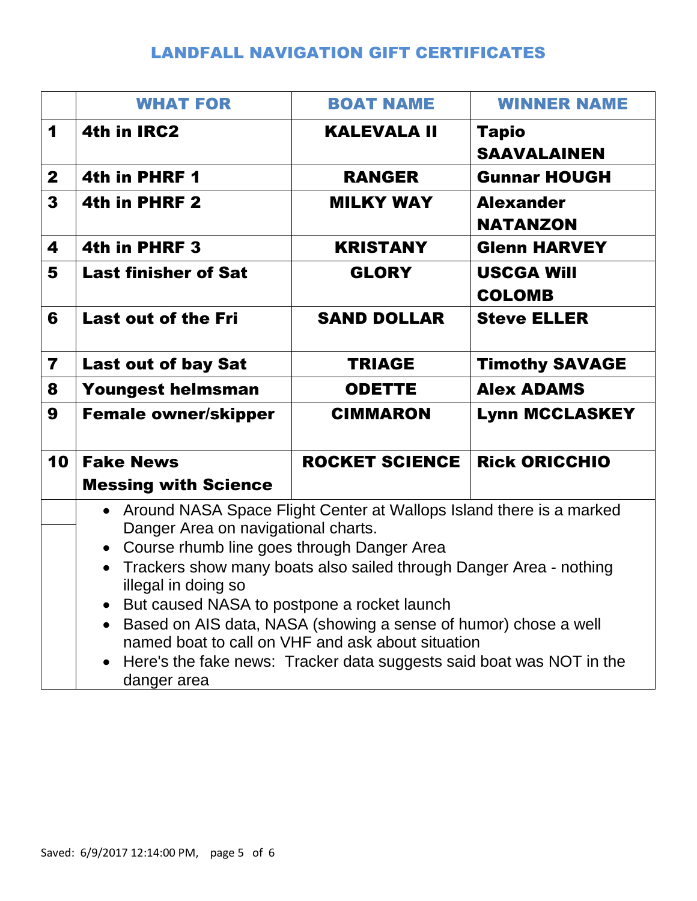## LANDFALL NAVIGATION GIFT CERTIFICATES

| | WHAT FOR | BOAT NAME | WINNER NAME |
|---|---|---|---|
| 1 | 4th in IRC2 | KALEVALA II | Tapio SAAVALAINEN |
| 2 | 4th in PHRF 1 | RANGER | Gunnar HOUGH |
| 3 | 4th in PHRF 2 | MILKY WAY | Alexander NATANZON |
| 4 | 4th in PHRF 3 | KRISTANY | Glenn HARVEY |
| 5 | Last finisher of Sat | GLORY | USCGA Will COLOMB |
| 6 | Last out of the Fri | SAND DOLLAR | Steve ELLER |
| 7 | Last out of bay Sat | TRIAGE | Timothy SAVAGE |
| 8 | Youngest helmsman | ODETTE | Alex ADAMS |
| 9 | Female owner/skipper | CIMMARON | Lynn MCCLASKEY |
| 10 | Fake News Messing with Science | ROCKET SCIENCE | Rick ORICCHIO |

- Around NASA Space Flight Center at Wallops Island there is a marked Danger Area on navigational charts.
- Course rhumb line goes through Danger Area
- Trackers show many boats also sailed through Danger Area - nothing illegal in doing so
- But caused NASA to postpone a rocket launch
- Based on AIS data, NASA (showing a sense of humor) chose a well named boat to call on VHF and ask about situation
- Here's the fake news: Tracker data suggests said boat was NOT in the danger area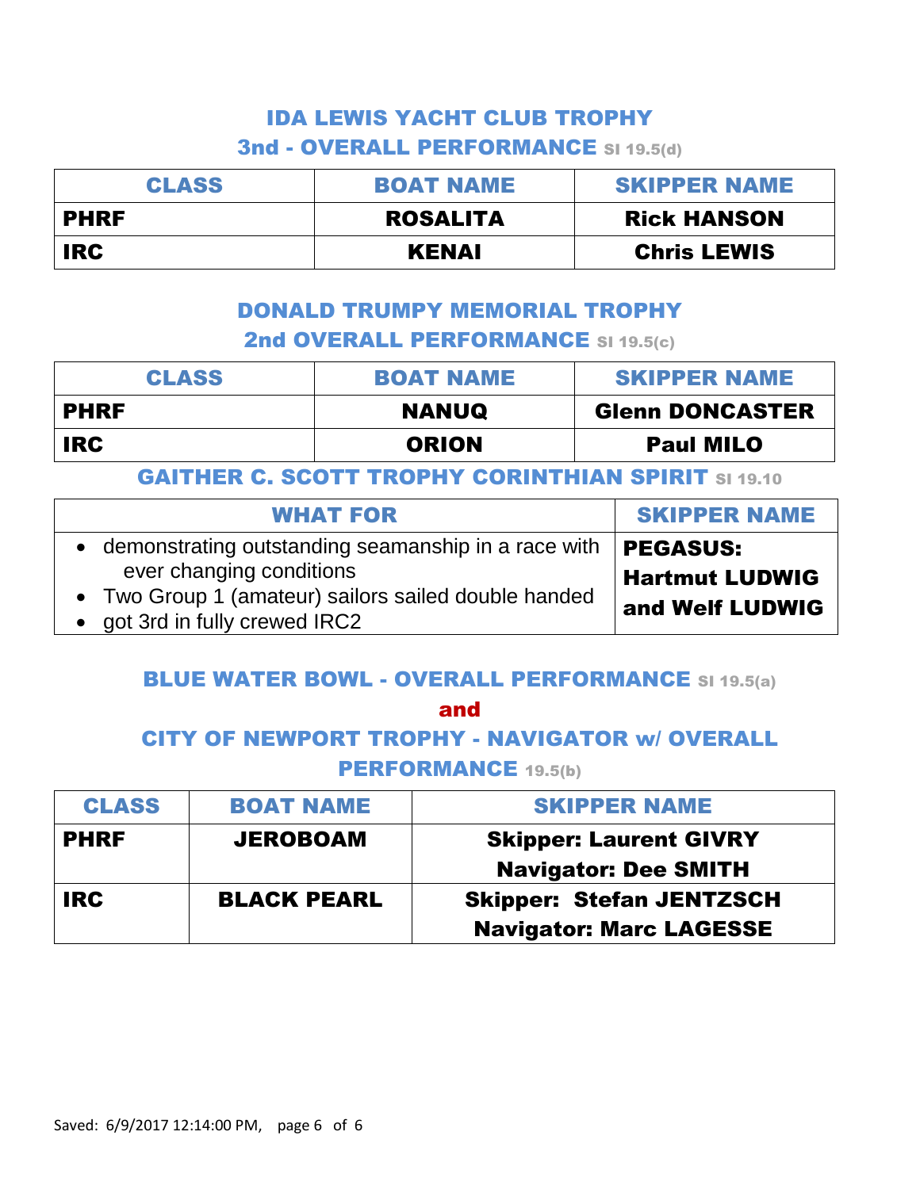## IDA LEWIS YACHT CLUB TROPHY

### 3nd - OVERALL PERFORMANCE SI 19.5(d)

| CLASS | BOAT NAME | SKIPPER NAME |
|---|---|---|
| PHRF | ROSALITA | Rick HANSON |
| IRC | KENAI | Chris LEWIS |

## DONALD TRUMPY MEMORIAL TROPHY

### 2nd OVERALL PERFORMANCE SI 19.5(c)

| CLASS | BOAT NAME | SKIPPER NAME |
|---|---|---|
| PHRF | NANUQ | Glenn DONCASTER |
| IRC | ORION | Paul MILO |

## GAITHER C. SCOTT TROPHY CORINTHIAN SPIRIT SI 19.10

| WHAT FOR | SKIPPER NAME |
|---|---|
| • demonstrating outstanding seamanship in a race with ever changing conditions<br>• Two Group 1 (amateur) sailors sailed double handed<br>• got 3rd in fully crewed IRC2 | **PEGASUS:** Hartmut LUDWIG and Welf LUDWIG |

## BLUE WATER BOWL - OVERALL PERFORMANCE SI 19.5(a)

**and**

## CITY OF NEWPORT TROPHY - NAVIGATOR w/ OVERALL PERFORMANCE 19.5(b)

| CLASS | BOAT NAME | SKIPPER NAME |
|---|---|---|
| PHRF | JEROBOAM | Skipper: Laurent GIVRY<br>Navigator: Dee SMITH |
| IRC | BLACK PEARL | Skipper: Stefan JENTZSCH<br>Navigator: Marc LAGESSE |

Saved: 6/9/2017 12:14:00 PM,